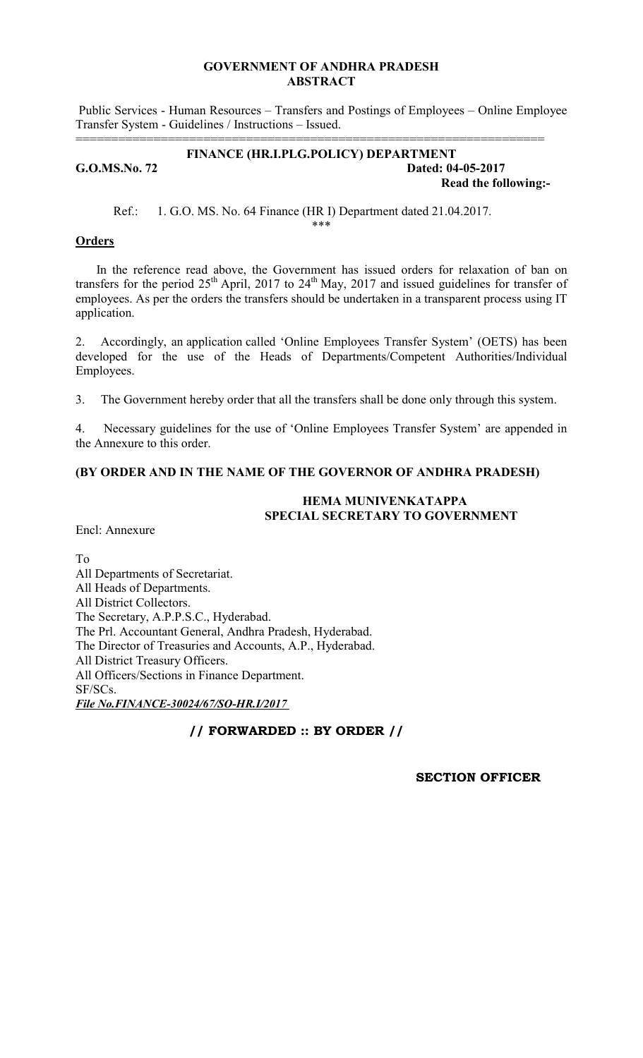**GOVERNMENT OF ANDHRA PRADESH**
**ABSTRACT**

Public Services - Human Resources – Transfers and Postings of Employees – Online Employee Transfer System - Guidelines / Instructions – Issued.

================================================================

**FINANCE (HR.I.PLG.POLICY) DEPARTMENT**

**G.O.MS.No. 72** **Dated: 04-05-2017**

**Read the following:-**

Ref.: 1. G.O. MS. No. 64 Finance (HR I) Department dated 21.04.2017.

\*\*\*

**Orders**

In the reference read above, the Government has issued orders for relaxation of ban on transfers for the period 25th April, 2017 to 24th May, 2017 and issued guidelines for transfer of employees. As per the orders the transfers should be undertaken in a transparent process using IT application.

2. Accordingly, an application called 'Online Employees Transfer System' (OETS) has been developed for the use of the Heads of Departments/Competent Authorities/Individual Employees.

3. The Government hereby order that all the transfers shall be done only through this system.

4. Necessary guidelines for the use of 'Online Employees Transfer System' are appended in the Annexure to this order.

**(BY ORDER AND IN THE NAME OF THE GOVERNOR OF ANDHRA PRADESH)**

**HEMA MUNIVENKATAPPA**
**SPECIAL SECRETARY TO GOVERNMENT**

Encl: Annexure

To
All Departments of Secretariat.
All Heads of Departments.
All District Collectors.
The Secretary, A.P.P.S.C., Hyderabad.
The Prl. Accountant General, Andhra Pradesh, Hyderabad.
The Director of Treasuries and Accounts, A.P., Hyderabad.
All District Treasury Officers.
All Officers/Sections in Finance Department.
SF/SCs.
***File No.FINANCE-30024/67/SO-HR.I/2017***

**// FORWARDED :: BY ORDER //**

**SECTION OFFICER**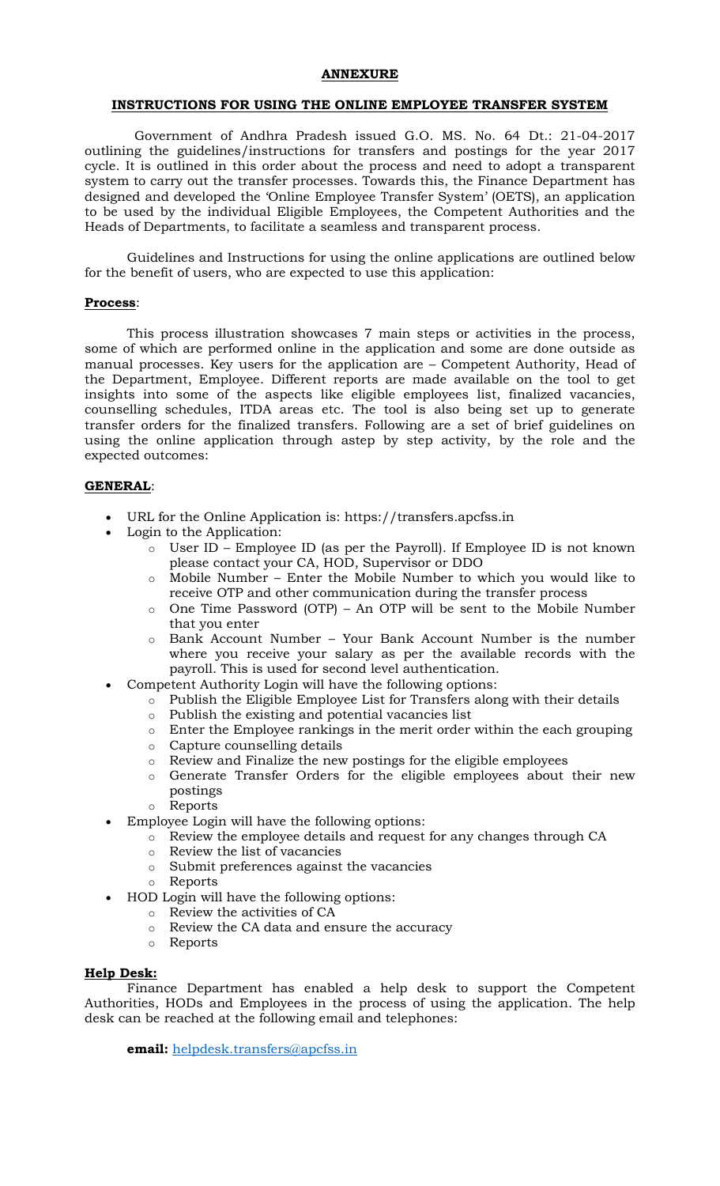**ANNEXURE**

**INSTRUCTIONS FOR USING THE ONLINE EMPLOYEE TRANSFER SYSTEM**

Government of Andhra Pradesh issued G.O. MS. No. 64 Dt.: 21-04-2017 outlining the guidelines/instructions for transfers and postings for the year 2017 cycle. It is outlined in this order about the process and need to adopt a transparent system to carry out the transfer processes. Towards this, the Finance Department has designed and developed the 'Online Employee Transfer System' (OETS), an application to be used by the individual Eligible Employees, the Competent Authorities and the Heads of Departments, to facilitate a seamless and transparent process.

Guidelines and Instructions for using the online applications are outlined below for the benefit of users, who are expected to use this application:

**Process**:

This process illustration showcases 7 main steps or activities in the process, some of which are performed online in the application and some are done outside as manual processes. Key users for the application are – Competent Authority, Head of the Department, Employee. Different reports are made available on the tool to get insights into some of the aspects like eligible employees list, finalized vacancies, counselling schedules, ITDA areas etc. The tool is also being set up to generate transfer orders for the finalized transfers. Following are a set of brief guidelines on using the online application through astep by step activity, by the role and the expected outcomes:

**GENERAL**:

- URL for the Online Application is: https://transfers.apcfss.in
- Login to the Application:
  - User ID – Employee ID (as per the Payroll). If Employee ID is not known please contact your CA, HOD, Supervisor or DDO
  - Mobile Number – Enter the Mobile Number to which you would like to receive OTP and other communication during the transfer process
  - One Time Password (OTP) – An OTP will be sent to the Mobile Number that you enter
  - Bank Account Number – Your Bank Account Number is the number where you receive your salary as per the available records with the payroll. This is used for second level authentication.
- Competent Authority Login will have the following options:
  - Publish the Eligible Employee List for Transfers along with their details
  - Publish the existing and potential vacancies list
  - Enter the Employee rankings in the merit order within the each grouping
  - Capture counselling details
  - Review and Finalize the new postings for the eligible employees
  - Generate Transfer Orders for the eligible employees about their new postings
  - Reports
- Employee Login will have the following options:
  - Review the employee details and request for any changes through CA
  - Review the list of vacancies
  - Submit preferences against the vacancies
  - Reports
- HOD Login will have the following options:
  - Review the activities of CA
  - Review the CA data and ensure the accuracy
  - Reports

**Help Desk:**

Finance Department has enabled a help desk to support the Competent Authorities, HODs and Employees in the process of using the application. The help desk can be reached at the following email and telephones:

**email:** helpdesk.transfers@apcfss.in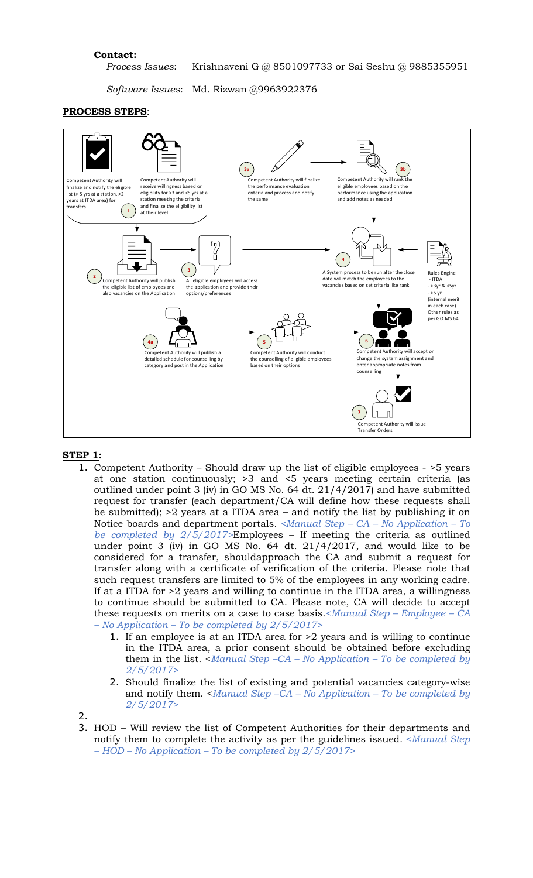**Contact:**

*Process Issues*: Krishnaveni G @ 8501097733 or Sai Seshu @ 9885355951

*Software Issues*: Md. Rizwan @9963922376

**PROCESS STEPS**:

1. Competent Authority will finalize and notify the eligible list (> 5 yrs at a station, >2 years at ITDA area) for transfers. Competent Authority will receive willingness based on eligibility for >3 and <5 yrs at a station meeting the criteria and finalize the eligibility list at their level.

2. Competent Authority will publish the eligible list of employees and also vacancies on the Application

3. All eligible employees will access the application and provide their options/preferences

3a. Competent Authority will finalize the performance evaluation criteria and process and notify the same

3b. Competent Authority will rank the eligible employees based on the performance using the application and add notes as needed

4. A System process to be run after the close date will match the employees to the vacancies based on set criteria like rank

Rules Engine
- ITDA
- >3yr & <5yr
- >5 yr
(internal merit in each case)
Other rules as per GO MS 64

4a. Competent Authority will publish a detailed schedule for counselling by category and post in the Application

5. Competent Authority will conduct the counselling of eligible employees based on their options

6. Competent Authority will accept or change the system assignment and enter appropriate notes from counselling

7. Competent Authority will issue Transfer Orders

**STEP 1:**

1. Competent Authority – Should draw up the list of eligible employees - >5 years at one station continuously; >3 and <5 years meeting certain criteria (as outlined under point 3 (iv) in GO MS No. 64 dt. 21/4/2017) and have submitted request for transfer (each department/CA will define how these requests shall be submitted); >2 years at a ITDA area – and notify the list by publishing it on Notice boards and department portals. *<Manual Step – CA – No Application – To be completed by 2/5/2017>*Employees – If meeting the criteria as outlined under point 3 (iv) in GO MS No. 64 dt. 21/4/2017, and would like to be considered for a transfer, shouldapproach the CA and submit a request for transfer along with a certificate of verification of the criteria. Please note that such request transfers are limited to 5% of the employees in any working cadre. If at a ITDA for >2 years and willing to continue in the ITDA area, a willingness to continue should be submitted to CA. Please note, CA will decide to accept these requests on merits on a case to case basis.*<Manual Step – Employee – CA – No Application – To be completed by 2/5/2017>*
   1. If an employee is at an ITDA area for >2 years and is willing to continue in the ITDA area, a prior consent should be obtained before excluding them in the list. *<Manual Step –CA – No Application – To be completed by 2/5/2017>*
   2. Should finalize the list of existing and potential vacancies category-wise and notify them. *<Manual Step –CA – No Application – To be completed by 2/5/2017>*
2.
3. HOD – Will review the list of Competent Authorities for their departments and notify them to complete the activity as per the guidelines issued. *<Manual Step – HOD – No Application – To be completed by 2/5/2017>*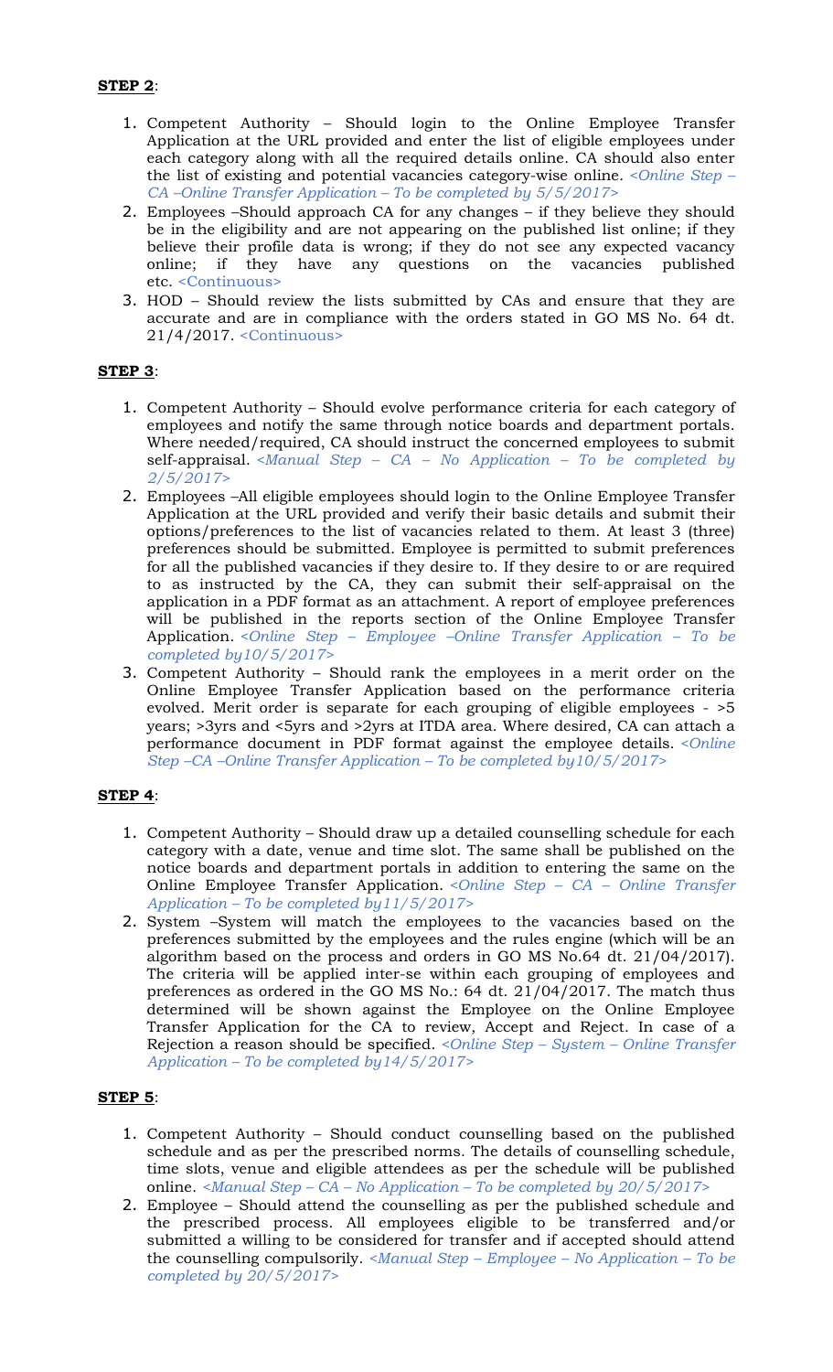**STEP 2**:

1. Competent Authority – Should login to the Online Employee Transfer Application at the URL provided and enter the list of eligible employees under each category along with all the required details online. CA should also enter the list of existing and potential vacancies category-wise online. *<Online Step – CA –Online Transfer Application – To be completed by 5/5/2017>*
2. Employees –Should approach CA for any changes – if they believe they should be in the eligibility and are not appearing on the published list online; if they believe their profile data is wrong; if they do not see any expected vacancy online; if they have any questions on the vacancies published etc. <Continuous>
3. HOD – Should review the lists submitted by CAs and ensure that they are accurate and are in compliance with the orders stated in GO MS No. 64 dt. 21/4/2017. <Continuous>

**STEP 3**:

1. Competent Authority – Should evolve performance criteria for each category of employees and notify the same through notice boards and department portals. Where needed/required, CA should instruct the concerned employees to submit self-appraisal. *<Manual Step – CA – No Application – To be completed by 2/5/2017>*
2. Employees –All eligible employees should login to the Online Employee Transfer Application at the URL provided and verify their basic details and submit their options/preferences to the list of vacancies related to them. At least 3 (three) preferences should be submitted. Employee is permitted to submit preferences for all the published vacancies if they desire to. If they desire to or are required to as instructed by the CA, they can submit their self-appraisal on the application in a PDF format as an attachment. A report of employee preferences will be published in the reports section of the Online Employee Transfer Application. *<Online Step – Employee –Online Transfer Application – To be completed by10/5/2017>*
3. Competent Authority – Should rank the employees in a merit order on the Online Employee Transfer Application based on the performance criteria evolved. Merit order is separate for each grouping of eligible employees - >5 years; >3yrs and <5yrs and >2yrs at ITDA area. Where desired, CA can attach a performance document in PDF format against the employee details. *<Online Step –CA –Online Transfer Application – To be completed by10/5/2017>*

**STEP 4**:

1. Competent Authority – Should draw up a detailed counselling schedule for each category with a date, venue and time slot. The same shall be published on the notice boards and department portals in addition to entering the same on the Online Employee Transfer Application. *<Online Step – CA – Online Transfer Application – To be completed by11/5/2017>*
2. System –System will match the employees to the vacancies based on the preferences submitted by the employees and the rules engine (which will be an algorithm based on the process and orders in GO MS No.64 dt. 21/04/2017). The criteria will be applied inter-se within each grouping of employees and preferences as ordered in the GO MS No.: 64 dt. 21/04/2017. The match thus determined will be shown against the Employee on the Online Employee Transfer Application for the CA to review, Accept and Reject. In case of a Rejection a reason should be specified. *<Online Step – System – Online Transfer Application – To be completed by14/5/2017>*

**STEP 5**:

1. Competent Authority – Should conduct counselling based on the published schedule and as per the prescribed norms. The details of counselling schedule, time slots, venue and eligible attendees as per the schedule will be published online. *<Manual Step – CA – No Application – To be completed by 20/5/2017>*
2. Employee – Should attend the counselling as per the published schedule and the prescribed process. All employees eligible to be transferred and/or submitted a willing to be considered for transfer and if accepted should attend the counselling compulsorily. *<Manual Step – Employee – No Application – To be completed by 20/5/2017>*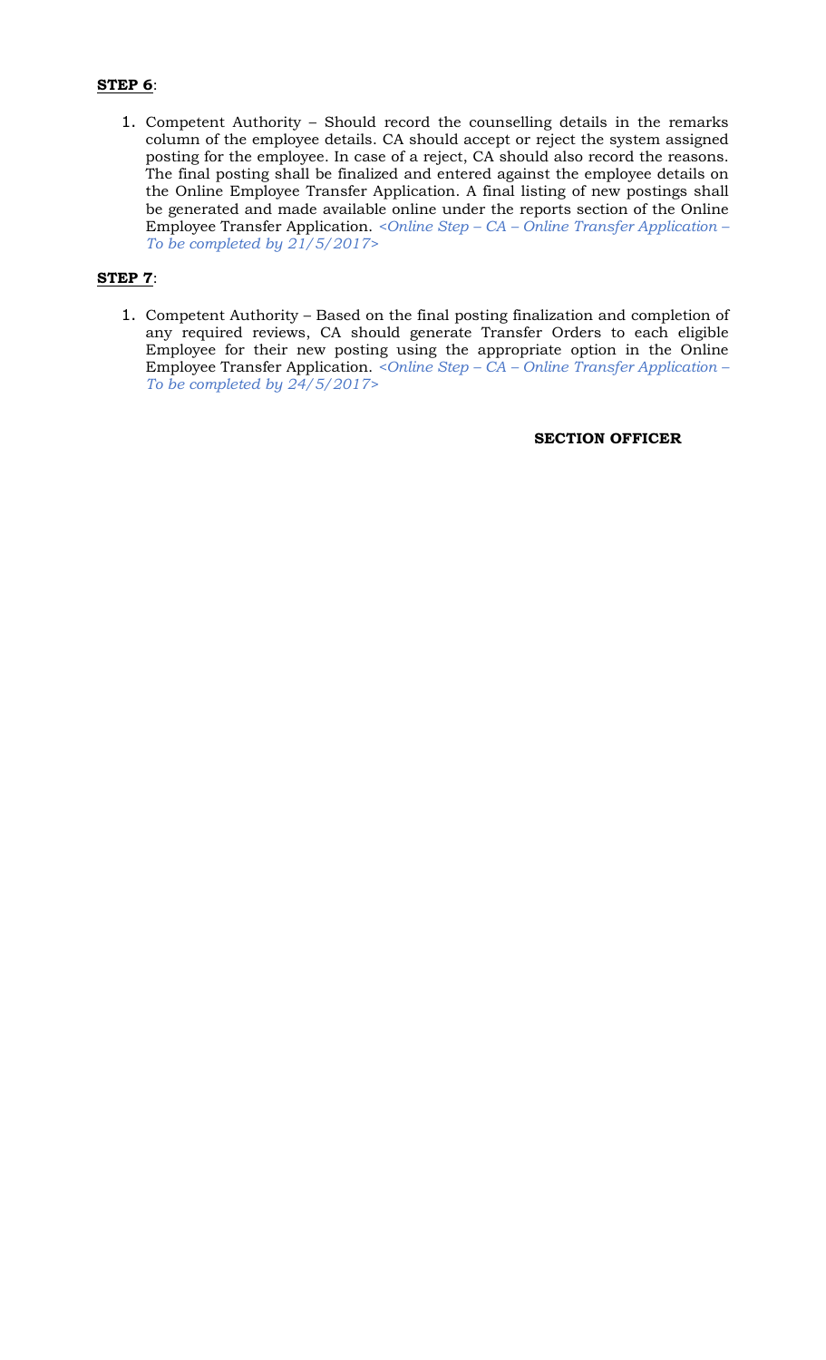**STEP 6**:

1. Competent Authority – Should record the counselling details in the remarks column of the employee details. CA should accept or reject the system assigned posting for the employee. In case of a reject, CA should also record the reasons. The final posting shall be finalized and entered against the employee details on the Online Employee Transfer Application. A final listing of new postings shall be generated and made available online under the reports section of the Online Employee Transfer Application. *<Online Step – CA – Online Transfer Application – To be completed by 21/5/2017>*

**STEP 7**:

1. Competent Authority – Based on the final posting finalization and completion of any required reviews, CA should generate Transfer Orders to each eligible Employee for their new posting using the appropriate option in the Online Employee Transfer Application. *<Online Step – CA – Online Transfer Application – To be completed by 24/5/2017>*

**SECTION OFFICER**